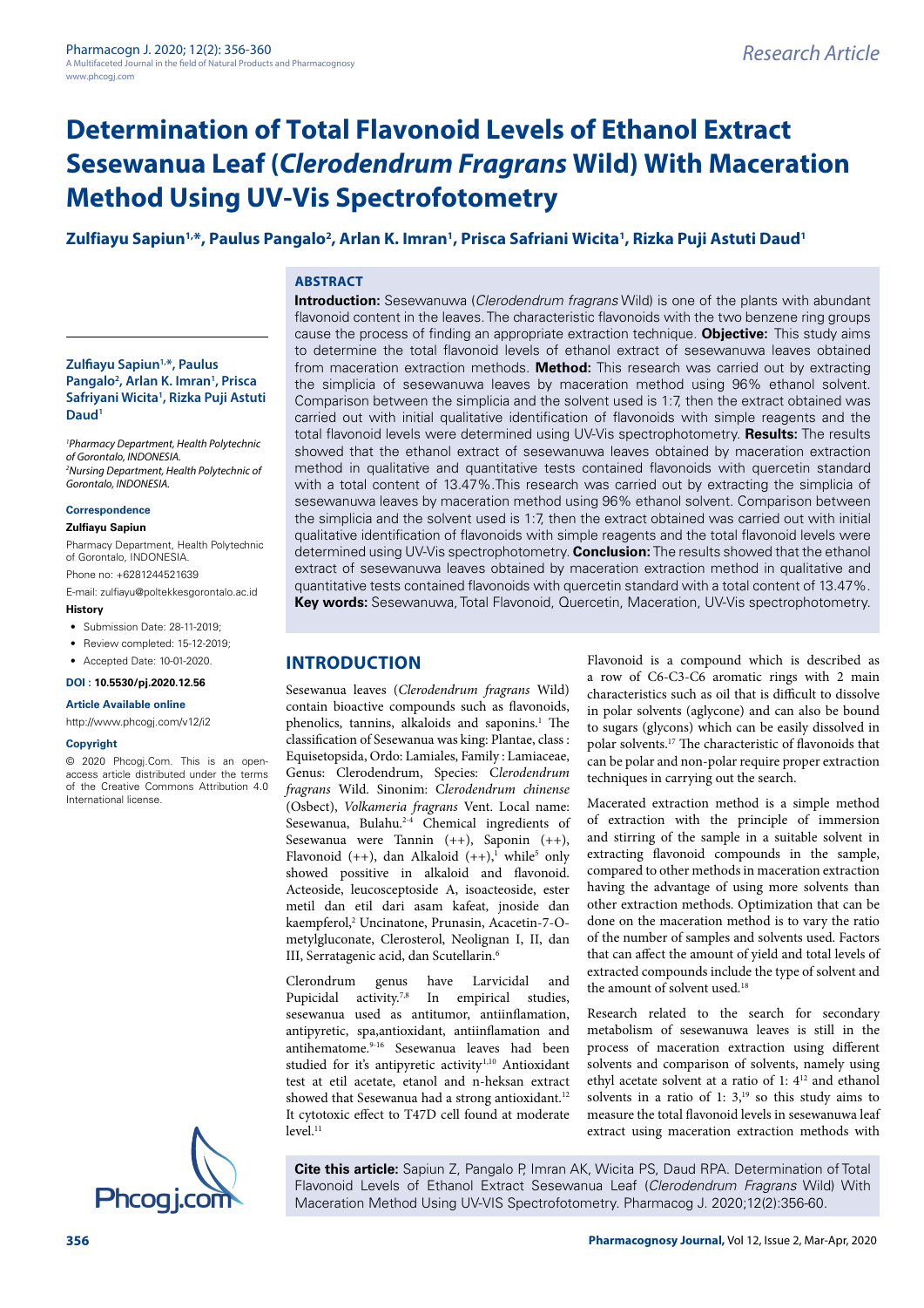# Determination of Total Flavonoid Levels of Ethanol Extract Sesewanua Leaf (*Clerodendrum Fragrans* Wild) With Maceration Method Using UV-Vis Spectrofotometry

**Zulfiayu Sapiun[1,*], Paulus Pangalo[2], Arlan K. Imran[1], Prisca Safriani Wicita[1], Rizka Puji Astuti Daud[1]**

## ABSTRACT

**Introduction:** Sesewanuwa (*Clerodendrum fragrans* Wild) is one of the plants with abundant flavonoid content in the leaves. The characteristic flavonoids with the two benzene ring groups cause the process of finding an appropriate extraction technique. **Objective:** This study aims to determine the total flavonoid levels of ethanol extract of sesewanuwa leaves obtained from maceration extraction methods. **Method:** This research was carried out by extracting the simplicia of sesewanuwa leaves by maceration method using 96% ethanol solvent. Comparison between the simplicia and the solvent used is 1:7, then the extract obtained was carried out with initial qualitative identification of flavonoids with simple reagents and the total flavonoid levels were determined using UV-Vis spectrophotometry. **Results:** The results showed that the ethanol extract of sesewanuwa leaves obtained by maceration extraction method in qualitative and quantitative tests contained flavonoids with quercetin standard with a total content of 13.47%.This research was carried out by extracting the simplicia of sesewanuwa leaves by maceration method using 96% ethanol solvent. Comparison between the simplicia and the solvent used is 1:7, then the extract obtained was carried out with initial qualitative identification of flavonoids with simple reagents and the total flavonoid levels were determined using UV-Vis spectrophotometry. **Conclusion:** The results showed that the ethanol extract of sesewanuwa leaves obtained by maceration extraction method in qualitative and quantitative tests contained flavonoids with quercetin standard with a total content of 13.47%.

**Key words:** Sesewanuwa, Total Flavonoid, Quercetin, Maceration, UV-Vis spectrophotometry.

**Zulfiayu Sapiun[1,*], Paulus Pangalo[2], Arlan K. Imran[1], Prisca Safriani Wicita[1], Rizka Puji Astuti Daud[1]**

*[1]Pharmacy Department, Health Polytechnic of Gorontalo, INDONESIA.*
*[2]Nursing Department, Health Polytechnic of Gorontalo, INDONESIA.*

**Correspondence**

**Zulfiayu Sapiun**

Pharmacy Department, Health Polytechnic of Gorontalo, INDONESIA.

Phone no: +6281244521639

E-mail: zulfiayu@poltekkesgorontalo.ac.id

**History**

- Submission Date: 28-11-2019;
- Review completed: 15-12-2019;
- Accepted Date: 10-01-2020.

**DOI : 10.5530/pj.2020.12.56**

**Article Available online**

http://www.phcogj.com/v12/i2

**Copyright**

© 2020 Phcogj.Com. This is an open-access article distributed under the terms of the Creative Commons Attribution 4.0 International license.

## INTRODUCTION

Sesewanua leaves (*Clerodendrum fragrans* Wild) contain bioactive compounds such as flavonoids, phenolics, tannins, alkaloids and saponins.[1] The classification of Sesewanua was king: Plantae, class : Equisetopsida, Ordo: Lamiales, Family : Lamiaceae, Genus: Clerodendrum, Species: *Clerodendrum fragrans* Wild. Sinonim: *Clerodendrum chinense* (Osbect), *Volkameria fragrans* Vent. Local name: Sesewanua, Bulahu.[2-4] Chemical ingredients of Sesewanua were Tannin (++), Saponin (++), Flavonoid (++), dan Alkaloid (++),[1] while[5] only showed possitive in alkaloid and flavonoid. Acteoside, leucosceptoside A, isoacteoside, ester metil dan etil dari asam kafeat, jnoside dan kaempferol,[2] Uncinatone, Prunasin, Acacetin-7-O-metylgluconate, Clerosterol, Neolignan I, II, dan III, Serratagenic acid, dan Scutellarin.[6]

Clerondrum genus have Larvicidal and Pupicidal activity.[7,8] In empirical studies, sesewanua used as antitumor, antiinflamation, antipyretic, spa,antioxidant, antiinflamation and antihematome.[9-16] Sesewanua leaves had been studied for it's antipyretic activity[1,10] Antioxidant test at etil acetate, etanol and n-heksan extract showed that Sesewanua had a strong antioxidant.[12] It cytotoxic effect to T47D cell found at moderate level.[11]

Flavonoid is a compound which is described as a row of C6-C3-C6 aromatic rings with 2 main characteristics such as oil that is difficult to dissolve in polar solvents (aglycone) and can also be bound to sugars (glycons) which can be easily dissolved in polar solvents.[17] The characteristic of flavonoids that can be polar and non-polar require proper extraction techniques in carrying out the search.

Macerated extraction method is a simple method of extraction with the principle of immersion and stirring of the sample in a suitable solvent in extracting flavonoid compounds in the sample, compared to other methods in maceration extraction having the advantage of using more solvents than other extraction methods. Optimization that can be done on the maceration method is to vary the ratio of the number of samples and solvents used. Factors that can affect the amount of yield and total levels of extracted compounds include the type of solvent and the amount of solvent used.[18]

Research related to the search for secondary metabolism of sesewanuwa leaves is still in the process of maceration extraction using different solvents and comparison of solvents, namely using ethyl acetate solvent at a ratio of 1: 4[12] and ethanol solvents in a ratio of 1: 3,[19] so this study aims to measure the total flavonoid levels in sesewanuwa leaf extract using maceration extraction methods with

**Cite this article:** Sapiun Z, Pangalo P, Imran AK, Wicita PS, Daud RPA. Determination of Total Flavonoid Levels of Ethanol Extract Sesewanua Leaf (*Clerodendrum Fragrans* Wild) With Maceration Method Using UV-VIS Spectrofotometry. Pharmacog J. 2020;12(2):356-60.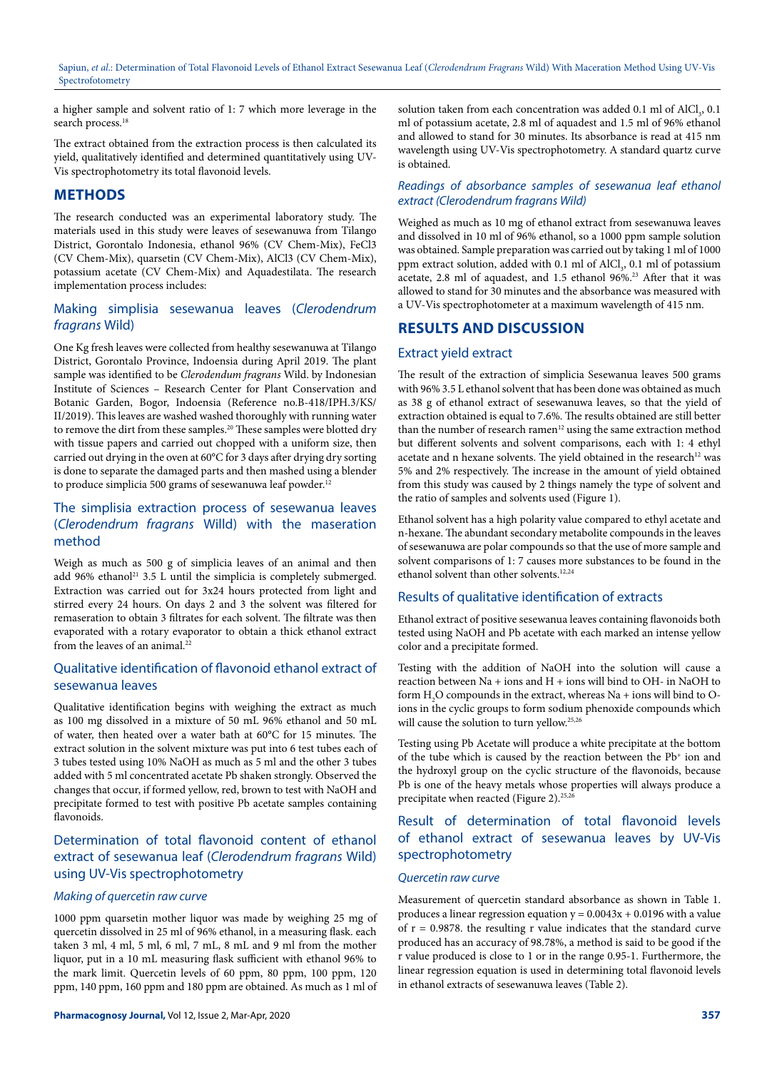a higher sample and solvent ratio of 1: 7 which more leverage in the search process.[18]

The extract obtained from the extraction process is then calculated its yield, qualitatively identified and determined quantitatively using UV-Vis spectrophotometry its total flavonoid levels.

## METHODS

The research conducted was an experimental laboratory study. The materials used in this study were leaves of sesewanuwa from Tilango District, Gorontalo Indonesia, ethanol 96% (CV Chem-Mix), FeCl3 (CV Chem-Mix), quarsetin (CV Chem-Mix), AlCl3 (CV Chem-Mix), potassium acetate (CV Chem-Mix) and Aquadestilata. The research implementation process includes:

### Making simplisia sesewanua leaves (*Clerodendrum fragrans* Wild)

One Kg fresh leaves were collected from healthy sesewanuwa at Tilango District, Gorontalo Province, Indoenesia during April 2019. The plant sample was identified to be *Clerodendum fragrans* Wild. by Indonesian Institute of Sciences – Research Center for Plant Conservation and Botanic Garden, Bogor, Indoensia (Reference no.B-418/IPH.3/KS/II/2019). This leaves are washed washed thoroughly with running water to remove the dirt from these samples.[20] These samples were blotted dry with tissue papers and carried out chopped with a uniform size, then carried out drying in the oven at 60°C for 3 days after drying dry sorting is done to separate the damaged parts and then mashed using a blender to produce simplicia 500 grams of sesewanuwa leaf powder.[12]

### The simplisia extraction process of sesewanua leaves (*Clerodendrum fragrans* Willd) with the maseration method

Weigh as much as 500 g of simplicia leaves of an animal and then add 96% ethanol[21] 3.5 L until the simplicia is completely submerged. Extraction was carried out for 3x24 hours protected from light and stirred every 24 hours. On days 2 and 3 the solvent was filtered for remaseration to obtain 3 filtrates for each solvent. The filtrate was then evaporated with a rotary evaporator to obtain a thick ethanol extract from the leaves of an animal.[22]

### Qualitative identification of flavonoid ethanol extract of sesewanua leaves

Qualitative identification begins with weighing the extract as much as 100 mg dissolved in a mixture of 50 mL 96% ethanol and 50 mL of water, then heated over a water bath at 60°C for 15 minutes. The extract solution in the solvent mixture was put into 6 test tubes each of 3 tubes tested using 10% NaOH as much as 5 ml and the other 3 tubes added with 5 ml concentrated acetate Pb shaken strongly. Observed the changes that occur, if formed yellow, red, brown to test with NaOH and precipitate formed to test with positive Pb acetate samples containing flavonoids.

### Determination of total flavonoid content of ethanol extract of sesewanua leaf (*Clerodendrum fragrans* Wild) using UV-Vis spectrophotometry

#### *Making of quercetin raw curve*

1000 ppm quarsetin mother liquor was made by weighing 25 mg of quercetin dissolved in 25 ml of 96% ethanol, in a measuring flask. each taken 3 ml, 4 ml, 5 ml, 6 ml, 7 mL, 8 mL and 9 ml from the mother liquor, put in a 10 mL measuring flask sufficient with ethanol 96% to the mark limit. Quercetin levels of 60 ppm, 80 ppm, 100 ppm, 120 ppm, 140 ppm, 160 ppm and 180 ppm are obtained. As much as 1 ml of solution taken from each concentration was added 0.1 ml of $AlCl_3$, 0.1 ml of potassium acetate, 2.8 ml of aquadest and 1.5 ml of 96% ethanol and allowed to stand for 30 minutes. Its absorbance is read at 415 nm wavelength using UV-Vis spectrophotometry. A standard quartz curve is obtained.

#### *Readings of absorbance samples of sesewanua leaf ethanol extract (Clerodendrum fragrans Wild)*

Weighed as much as 10 mg of ethanol extract from sesewanuwa leaves and dissolved in 10 ml of 96% ethanol, so a 1000 ppm sample solution was obtained. Sample preparation was carried out by taking 1 ml of 1000 ppm extract solution, added with 0.1 ml of $AlCl_3$, 0.1 ml of potassium acetate, 2.8 ml of aquadest, and 1.5 ethanol 96%.[23] After that it was allowed to stand for 30 minutes and the absorbance was measured with a UV-Vis spectrophotometer at a maximum wavelength of 415 nm.

## RESULTS AND DISCUSSION

### Extract yield extract

The result of the extraction of simplicia Sesewanua leaves 500 grams with 96% 3.5 L ethanol solvent that has been done was obtained as much as 38 g of ethanol extract of sesewanuwa leaves, so that the yield of extraction obtained is equal to 7.6%. The results obtained are still better than the number of research ramen[12] using the same extraction method but different solvents and solvent comparisons, each with 1: 4 ethyl acetate and n hexane solvents. The yield obtained in the research[12] was 5% and 2% respectively. The increase in the amount of yield obtained from this study was caused by 2 things namely the type of solvent and the ratio of samples and solvents used (Figure 1).

Ethanol solvent has a high polarity value compared to ethyl acetate and n-hexane. The abundant secondary metabolite compounds in the leaves of sesewanuwa are polar compounds so that the use of more sample and solvent comparisons of 1: 7 causes more substances to be found in the ethanol solvent than other solvents.[12,24]

### Results of qualitative identification of extracts

Ethanol extract of positive sesewanua leaves containing flavonoids both tested using NaOH and Pb acetate with each marked an intense yellow color and a precipitate formed.

Testing with the addition of NaOH into the solution will cause a reaction between Na + ions and H + ions will bind to OH- in NaOH to form $H_2O$ compounds in the extract, whereas Na + ions will bind to O-ions in the cyclic groups to form sodium phenoxide compounds which will cause the solution to turn yellow.[25,26]

Testing using Pb Acetate will produce a white precipitate at the bottom of the tube which is caused by the reaction between the $Pb^+$ ion and the hydroxyl group on the cyclic structure of the flavonoids, because Pb is one of the heavy metals whose properties will always produce a precipitate when reacted (Figure 2).[25,26]

### Result of determination of total flavonoid levels of ethanol extract of sesewanua leaves by UV-Vis spectrophotometry

#### *Quercetin raw curve*

Measurement of quercetin standard absorbance as shown in Table 1. produces a linear regression equation $y = 0.0043x + 0.0196$ with a value of $r = 0.9878$. the resulting r value indicates that the standard curve produced has an accuracy of 98.78%, a method is said to be good if the r value produced is close to 1 or in the range 0.95-1. Furthermore, the linear regression equation is used in determining total flavonoid levels in ethanol extracts of sesewanuwa leaves (Table 2).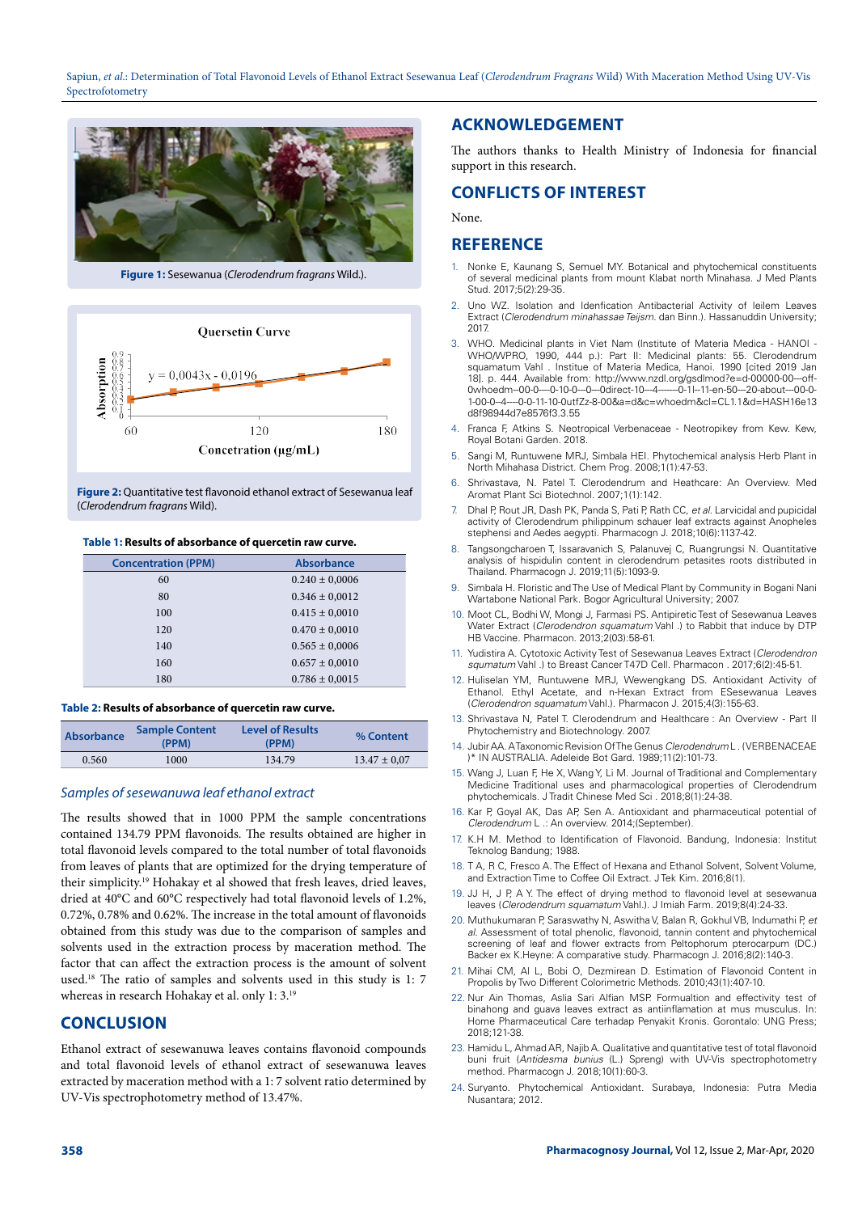Figure 1: Sesewanua (*Clerodendrum fragrans* Wild.).

Figure 2: Quantitative test flavonoid ethanol extract of Sesewanua leaf (*Clerodendrum fragrans* Wild).

**Table 1: Results of absorbance of quercetin raw curve.**

| Concentration (PPM) | Absorbance |
|---|---|
| 60 | 0.240 ± 0,0006 |
| 80 | 0.346 ± 0,0012 |
| 100 | 0.415 ± 0,0010 |
| 120 | 0.470 ± 0,0010 |
| 140 | 0.565 ± 0,0006 |
| 160 | 0.657 ± 0,0010 |
| 180 | 0.786 ± 0,0015 |

**Table 2: Results of absorbance of quercetin raw curve.**

| Absorbance | Sample Content (PPM) | Level of Results (PPM) | % Content |
|---|---|---|---|
| 0.560 | 1000 | 134.79 | 13.47 ± 0,07 |

### *Samples of sesewanuwa leaf ethanol extract*

The results showed that in 1000 PPM the sample concentrations contained 134.79 PPM flavonoids. The results obtained are higher in total flavonoid levels compared to the total number of total flavonoids from leaves of plants that are optimized for the drying temperature of their simplicity.[19] Hohakay et al showed that fresh leaves, dried leaves, dried at 40°C and 60°C respectively had total flavonoid levels of 1.2%, 0.72%, 0.78% and 0.62%. The increase in the total amount of flavonoids obtained from this study was due to the comparison of samples and solvents used in the extraction process by maceration method. The factor that can affect the extraction process is the amount of solvent used.[18] The ratio of samples and solvents used in this study is 1: 7 whereas in research Hohakay et al. only 1: 3.[19]

## CONCLUSION

Ethanol extract of sesewanuwa leaves contains flavonoid compounds and total flavonoid levels of ethanol extract of sesewanuwa leaves extracted by maceration method with a 1: 7 solvent ratio determined by UV-Vis spectrophotometry method of 13.47%.

## ACKNOWLEDGEMENT

The authors thanks to Health Ministry of Indonesia for financial support in this research.

## CONFLICTS OF INTEREST

None.

## REFERENCE

1. Nonke E, Kaunang S, Semuel MY. Botanical and phytochemical constituents of several medicinal plants from mount Klabat north Minahasa. J Med Plants Stud. 2017;5(2):29-35.
2. Uno WZ. Isolation and Idenfication Antibacterial Activity of leilem Leaves Extract (*Clerodendrum minahassae Teijsm.* dan Binn.). Hassanuddin University; 2017.
3. WHO. Medicinal plants in Viet Nam (Institute of Materia Medica - HANOI - WHO/WPRO, 1990, 444 p.): Part II: Medicinal plants: 55. Clerodendrum squamatum Vahl . Institue of Materia Medica, Hanoi. 1990 [cited 2019 Jan 18]. p. 444. Available from: http://www.nzdl.org/gsdlmod?e=d-00000-00---off-0whoedm--00-0----0-10-0---0---0direct-10---4-------0-1l--11-en-50---20-about---00-0-1-00-0--4----0-0-11-10-0utfZz-8-00&a=d&c=whoedm&cl=CL1.1&d=HASH16e13d8f98944d7e8576f3.3.55
4. Franca F, Atkins S. Neotropical Verbenaceae - Neotropikey from Kew. Kew, Royal Botani Garden. 2018.
5. Sangi M, Runtuwene MRJ, Simbala HEI. Phytochemical analysis Herb Plant in North Mihahasa District. Chem Prog. 2008;1(1):47-53.
6. Shrivastava, N. Patel T. Clerodendrum and Heathcare: An Overview. Med Aromat Plant Sci Biotechnol. 2007;1(1):142.
7. Dhal P, Rout JR, Dash PK, Panda S, Pati P, Rath CC, *et al.* Larvicidal and pupicidal activity of Clerodendrum philippinum schauer leaf extracts against Anopheles stephensi and Aedes aegypti. Pharmacogn J. 2018;10(6):1137-42.
8. Tangsongcharoen T, Issaravanich S, Palanuvej C, Ruangrungsi N. Quantitative analysis of hispidulin content in clerodendrum petasites roots distributed in Thailand. Pharmacogn J. 2019;11(5):1093-9.
9. Simbala H. Floristic and The Use of Medical Plant by Community in Bogani Nani Wartabone National Park. Bogor Agricultural University; 2007.
10. Moot CL, Bodhi W, Mongi J, Farmasi PS. Antipiretic Test of Sesewanua Leaves Water Extract (*Clerodendron squamatum* Vahl .) to Rabbit that induce by DTP HB Vaccine. Pharmacon. 2013;2(03):58-61.
11. Yudistira A. Cytotoxic Activity Test of Sesewanua Leaves Extract (*Clerodendron squmatum* Vahl .) to Breast Cancer T47D Cell. Pharmacon . 2017;6(2):45-51.
12. Huliselan YM, Runtuwene MRJ, Wewengkang DS. Antioxidant Activity of Ethanol. Ethyl Acetate, and n-Hexan Extract from ESesewanua Leaves (*Clerodendron squamatum* Vahl.). Pharmacon J. 2015;4(3):155-63.
13. Shrivastava N, Patel T. Clerodendrum and Healthcare : An Overview - Part II Phytochemistry and Biotechnology. 2007.
14. Jubir AA. A Taxonomic Revision Of The Genus *Clerodendrum* L . (VERBENACEAE )* IN AUSTRALIA. Adeleide Bot Gard. 1989;11(2):101-73.
15. Wang J, Luan F, He X, Wang Y, Li M. Journal of Traditional and Complementary Medicine Traditional uses and pharmacological properties of Clerodendrum phytochemicals. J Tradit Chinese Med Sci . 2018;8(1):24-38.
16. Kar P, Goyal AK, Das AP, Sen A. Antioxidant and pharmaceutical potential of *Clerodendrum* L .: An overview. 2014;(September).
17. K.H M. Method to Identification of Flavonoid. Bandung, Indonesia: Institut Teknolog Bandung; 1988.
18. T A, R C, Fresco A. The Effect of Hexana and Ethanol Solvent, Solvent Volume, and Extraction Time to Coffee Oil Extract. J Tek Kim. 2016;8(1).
19. JJ H, J P, A Y. The effect of drying method to flavonoid level at sesewanua leaves (*Clerodendron squamatum* Vahl.). J Imiah Farm. 2019;8(4):24-33.
20. Muthukumaran P, Saraswathy N, Aswitha V, Balan R, Gokhul VB, Indumathi P, *et al.* Assessment of total phenolic, flavonoid, tannin content and phytochemical screening of leaf and flower extracts from Peltophorum pterocarpum (DC.) Backer ex K.Heyne: A comparative study. Pharmacog J. 2016;8(2):140-3.
21. Mihai CM, Al L, Bobi O, Dezmirean D. Estimation of Flavonoid Content in Propolis by Two Different Colorimetric Methods. 2010;43(1):407-10.
22. Nur Ain Thomas, Aslia Sari Alfian MSP. Formualtion and effectivity test of binahong and guava leaves extract as antiinflamation at mus musculus. In: Home Pharmaceutical Care terhadap Penyakit Kronis. Gorontalo: UNG Press; 2018;121-38.
23. Hamidu L, Ahmad AR, Najib A. Qualitative and quantitative test of total flavonoid buni fruit (*Antidesma bunius* (L.) Spreng) with UV-Vis spectrophotometry method. Pharmacogn J. 2018;10(1):60-3.
24. Suryanto. Phytochemical Antioxidant. Surabaya, Indonesia: Putra Media Nusantara; 2012.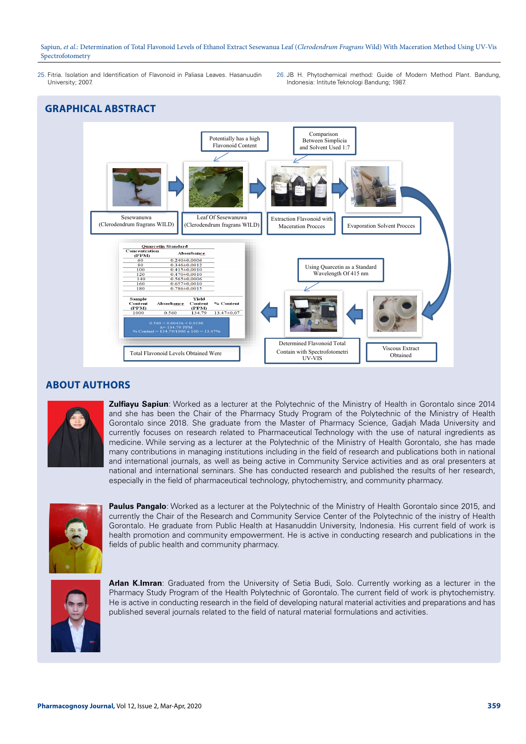25. Fitria. Isolation and Identification of Flavonoid in Paliasa Leaves. Hasanuudin University; 2007.

26. JB H. Phytochemical method: Guide of Modern Method Plant. Bandung, Indonesia: Intitute Teknologi Bandung; 1987.

## GRAPHICAL ABSTRACT

Potentially has a high Flavonoid Content

Comparison Between Simplicia and Solvent Used 1:7

Sesewanuwa (Clerodendrum fragrans WILD)

Leaf Of Sesewanuwa (Clerodendrum fragrans WILD)

Extraction Flavonoid with Maceration Procces

Evaporation Solvent Procces

Quarcetin Standard

| Concentration (PPM) | Absorbance |
|---|---|
| 60 | 0.240±0,0006 |
| 80 | 0.346±0,0012 |
| 100 | 0.415±0,0010 |
| 120 | 0.470±0,0010 |
| 140 | 0.565±0,0006 |
| 160 | 0.657±0,0010 |
| 180 | 0.786±0,0015 |

| Sample Content (PPM) | Absorbance | Yield Content (PPM) | % Content |
|---|---|---|---|
| 1000 | 0.560 | 134.79 | 13.47±0,07 |

0.560 = 0.0043x + 0.0196
x= 134.79 PPM
% Content = 134.79/1000 x 100 = 13.47%

Using Quarcetin as a Standard Wavelength Of 415 nm

Total Flavonoid Levels Obtained Were

Determined Flavonoid Total Contain with Spectrofotometri UV-VIS

Viscous Extract Obtained

## ABOUT AUTHORS

**Zulfiayu Sapiun**: Worked as a lecturer at the Polytechnic of the Ministry of Health in Gorontalo since 2014 and she has been the Chair of the Pharmacy Study Program of the Polytechnic of the Ministry of Health Gorontalo since 2018. She graduate from the Master of Pharmacy Science, Gadjah Mada University and currently focuses on research related to Pharmaceutical Technology with the use of natural ingredients as medicine. While serving as a lecturer at the Polytechnic of the Ministry of Health Gorontalo, she has made many contributions in managing institutions including in the field of research and publications both in national and international journals, as well as being active in Community Service activities and as oral presenters at national and international seminars. She has conducted research and published the results of her research, especially in the field of pharmaceutical technology, phytochemistry, and community pharmacy.

**Paulus Pangalo**: Worked as a lecturer at the Polytechnic of the Ministry of Health Gorontalo since 2015, and currently the Chair of the Research and Community Service Center of the Polytechnic of the inistry of Health Gorontalo. He graduate from Public Health at Hasanuddin University, Indonesia. His current field of work is health promotion and community empowerment. He is active in conducting research and publications in the fields of public health and community pharmacy.

**Arlan K.Imran**: Graduated from the University of Setia Budi, Solo. Currently working as a lecturer in the Pharmacy Study Program of the Health Polytechnic of Gorontalo. The current field of work is phytochemistry. He is active in conducting research in the field of developing natural material activities and preparations and has published several journals related to the field of natural material formulations and activities.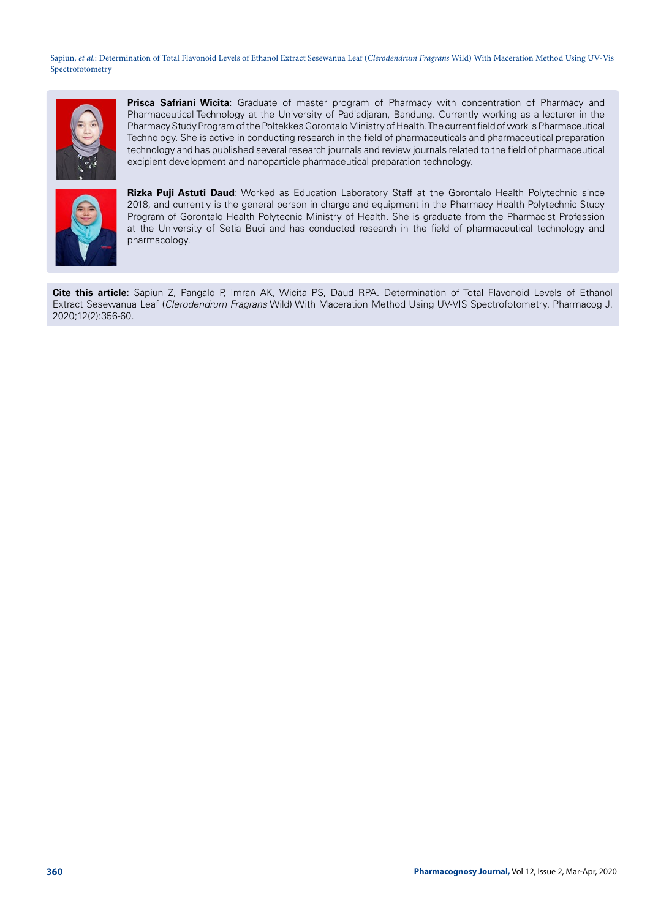**Prisca Safriani Wicita**: Graduate of master program of Pharmacy with concentration of Pharmacy and Pharmaceutical Technology at the University of Padjadjaran, Bandung. Currently working as a lecturer in the Pharmacy Study Program of the Poltekkes Gorontalo Ministry of Health. The current field of work is Pharmaceutical Technology. She is active in conducting research in the field of pharmaceuticals and pharmaceutical preparation technology and has published several research journals and review journals related to the field of pharmaceutical excipient development and nanoparticle pharmaceutical preparation technology.

**Rizka Puji Astuti Daud**: Worked as Education Laboratory Staff at the Gorontalo Health Polytechnic since 2018, and currently is the general person in charge and equipment in the Pharmacy Health Polytechnic Study Program of Gorontalo Health Polytecnic Ministry of Health. She is graduate from the Pharmacist Profession at the University of Setia Budi and has conducted research in the field of pharmaceutical technology and pharmacology.

**Cite this article:** Sapiun Z, Pangalo P, Imran AK, Wicita PS, Daud RPA. Determination of Total Flavonoid Levels of Ethanol Extract Sesewanua Leaf (*Clerodendrum Fragrans* Wild) With Maceration Method Using UV-VIS Spectrofotometry. Pharmacog J. 2020;12(2):356-60.